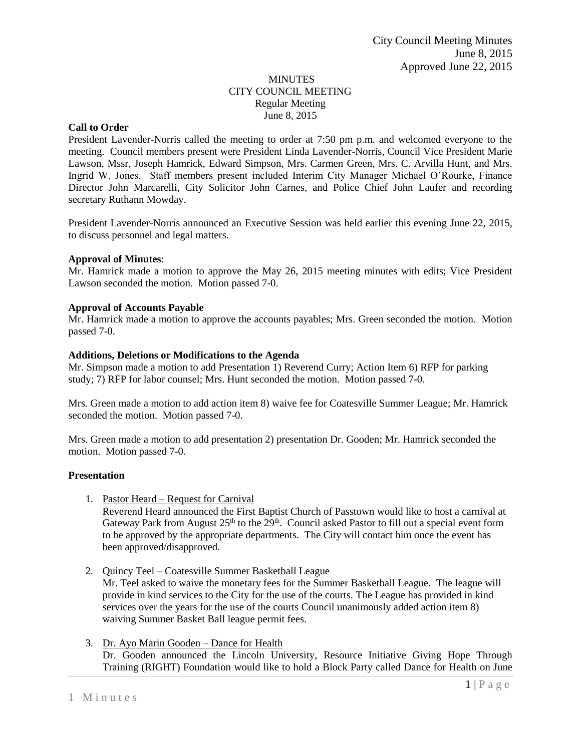City Council Meeting Minutes
June 8, 2015
Approved June 22, 2015

MINUTES
CITY COUNCIL MEETING
Regular Meeting
June 8, 2015

**Call to Order**

President Lavender-Norris called the meeting to order at 7:50 pm p.m. and welcomed everyone to the meeting. Council members present were President Linda Lavender-Norris, Council Vice President Marie Lawson, Mssr, Joseph Hamrick, Edward Simpson, Mrs. Carmen Green, Mrs. C. Arvilla Hunt, and Mrs. Ingrid W. Jones. Staff members present included Interim City Manager Michael O'Rourke, Finance Director John Marcarelli, City Solicitor John Carnes, and Police Chief John Laufer and recording secretary Ruthann Mowday.

President Lavender-Norris announced an Executive Session was held earlier this evening June 22, 2015, to discuss personnel and legal matters.

**Approval of Minutes**:

Mr. Hamrick made a motion to approve the May 26, 2015 meeting minutes with edits; Vice President Lawson seconded the motion. Motion passed 7-0.

**Approval of Accounts Payable**

Mr. Hamrick made a motion to approve the accounts payables; Mrs. Green seconded the motion. Motion passed 7-0.

**Additions, Deletions or Modifications to the Agenda**

Mr. Simpson made a motion to add Presentation 1) Reverend Curry; Action Item 6) RFP for parking study; 7) RFP for labor counsel; Mrs. Hunt seconded the motion. Motion passed 7-0.

Mrs. Green made a motion to add action item 8) waive fee for Coatesville Summer League; Mr. Hamrick seconded the motion. Motion passed 7-0.

Mrs. Green made a motion to add presentation 2) presentation Dr. Gooden; Mr. Hamrick seconded the motion. Motion passed 7-0.

**Presentation**

1. Pastor Heard – Request for Carnival
   Reverend Heard announced the First Baptist Church of Passtown would like to host a carnival at Gateway Park from August 25th to the 29th. Council asked Pastor to fill out a special event form to be approved by the appropriate departments. The City will contact him once the event has been approved/disapproved.

2. Quincy Teel – Coatesville Summer Basketball League
   Mr. Teel asked to waive the monetary fees for the Summer Basketball League. The league will provide in kind services to the City for the use of the courts. The League has provided in kind services over the years for the use of the courts Council unanimously added action item 8) waiving Summer Basket Ball league permit fees.

3. Dr. Ayo Marin Gooden – Dance for Health
   Dr. Gooden announced the Lincoln University, Resource Initiative Giving Hope Through Training (RIGHT) Foundation would like to hold a Block Party called Dance for Health on June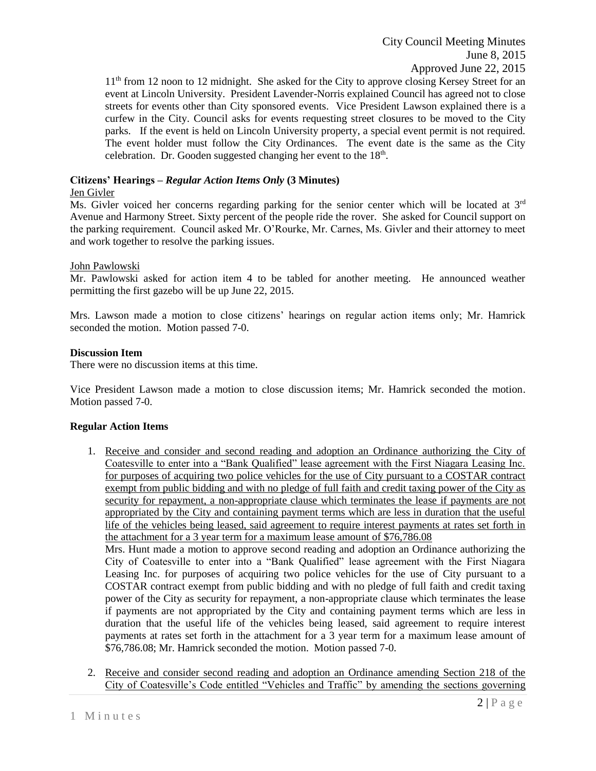11th from 12 noon to 12 midnight. She asked for the City to approve closing Kersey Street for an event at Lincoln University. President Lavender-Norris explained Council has agreed not to close streets for events other than City sponsored events. Vice President Lawson explained there is a curfew in the City. Council asks for events requesting street closures to be moved to the City parks. If the event is held on Lincoln University property, a special event permit is not required. The event holder must follow the City Ordinances. The event date is the same as the City celebration. Dr. Gooden suggested changing her event to the 18th.

**Citizens' Hearings –** ***Regular Action Items Only*** **(3 Minutes)**

Jen Givler

Ms. Givler voiced her concerns regarding parking for the senior center which will be located at 3rd Avenue and Harmony Street. Sixty percent of the people ride the rover. She asked for Council support on the parking requirement. Council asked Mr. O'Rourke, Mr. Carnes, Ms. Givler and their attorney to meet and work together to resolve the parking issues.

John Pawlowski

Mr. Pawlowski asked for action item 4 to be tabled for another meeting. He announced weather permitting the first gazebo will be up June 22, 2015.

Mrs. Lawson made a motion to close citizens' hearings on regular action items only; Mr. Hamrick seconded the motion. Motion passed 7-0.

**Discussion Item**

There were no discussion items at this time.

Vice President Lawson made a motion to close discussion items; Mr. Hamrick seconded the motion. Motion passed 7-0.

**Regular Action Items**

1. Receive and consider and second reading and adoption an Ordinance authorizing the City of Coatesville to enter into a "Bank Qualified" lease agreement with the First Niagara Leasing Inc. for purposes of acquiring two police vehicles for the use of City pursuant to a COSTAR contract exempt from public bidding and with no pledge of full faith and credit taxing power of the City as security for repayment, a non-appropriate clause which terminates the lease if payments are not appropriated by the City and containing payment terms which are less in duration that the useful life of the vehicles being leased, said agreement to require interest payments at rates set forth in the attachment for a 3 year term for a maximum lease amount of $76,786.08

   Mrs. Hunt made a motion to approve second reading and adoption an Ordinance authorizing the City of Coatesville to enter into a "Bank Qualified" lease agreement with the First Niagara Leasing Inc. for purposes of acquiring two police vehicles for the use of City pursuant to a COSTAR contract exempt from public bidding and with no pledge of full faith and credit taxing power of the City as security for repayment, a non-appropriate clause which terminates the lease if payments are not appropriated by the City and containing payment terms which are less in duration that the useful life of the vehicles being leased, said agreement to require interest payments at rates set forth in the attachment for a 3 year term for a maximum lease amount of $76,786.08; Mr. Hamrick seconded the motion. Motion passed 7-0.

2. Receive and consider second reading and adoption an Ordinance amending Section 218 of the City of Coatesville's Code entitled "Vehicles and Traffic" by amending the sections governing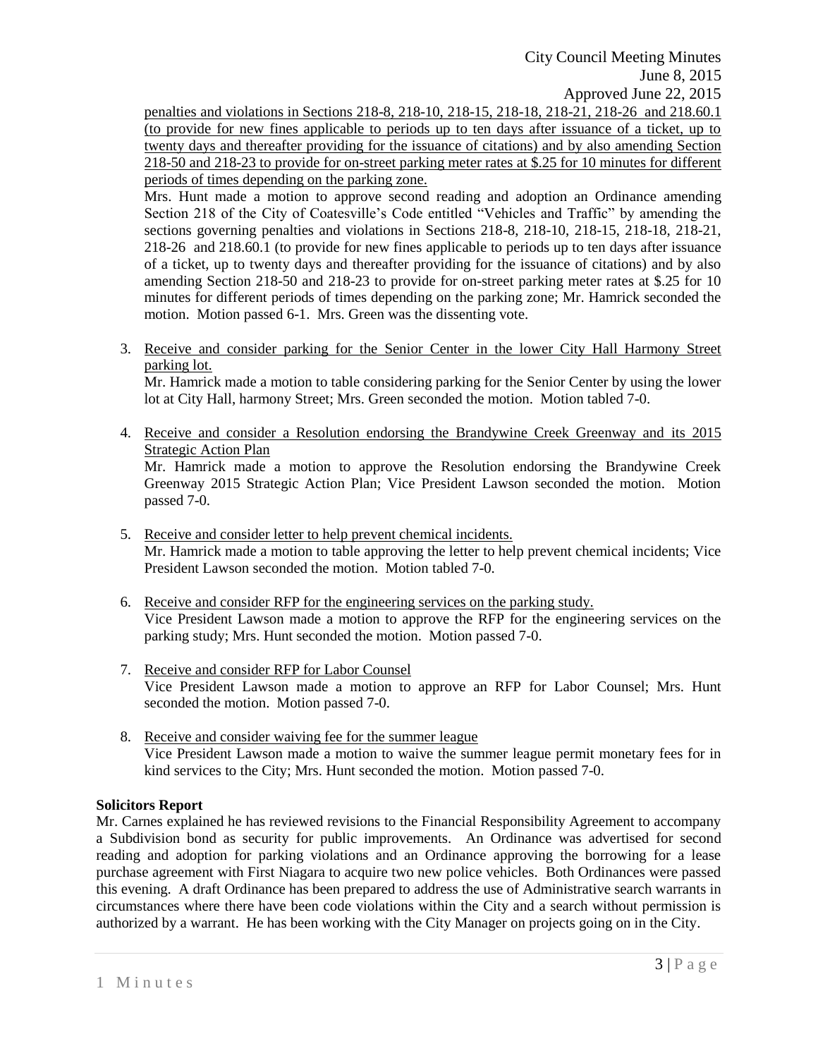penalties and violations in Sections 218-8, 218-10, 218-15, 218-18, 218-21, 218-26 and 218.60.1 (to provide for new fines applicable to periods up to ten days after issuance of a ticket, up to twenty days and thereafter providing for the issuance of citations) and by also amending Section 218-50 and 218-23 to provide for on-street parking meter rates at $.25 for 10 minutes for different periods of times depending on the parking zone.

Mrs. Hunt made a motion to approve second reading and adoption an Ordinance amending Section 218 of the City of Coatesville's Code entitled "Vehicles and Traffic" by amending the sections governing penalties and violations in Sections 218-8, 218-10, 218-15, 218-18, 218-21, 218-26 and 218.60.1 (to provide for new fines applicable to periods up to ten days after issuance of a ticket, up to twenty days and thereafter providing for the issuance of citations) and by also amending Section 218-50 and 218-23 to provide for on-street parking meter rates at $.25 for 10 minutes for different periods of times depending on the parking zone; Mr. Hamrick seconded the motion. Motion passed 6-1. Mrs. Green was the dissenting vote.

3. Receive and consider parking for the Senior Center in the lower City Hall Harmony Street parking lot.
   Mr. Hamrick made a motion to table considering parking for the Senior Center by using the lower lot at City Hall, harmony Street; Mrs. Green seconded the motion. Motion tabled 7-0.

4. Receive and consider a Resolution endorsing the Brandywine Creek Greenway and its 2015 Strategic Action Plan
   Mr. Hamrick made a motion to approve the Resolution endorsing the Brandywine Creek Greenway 2015 Strategic Action Plan; Vice President Lawson seconded the motion. Motion passed 7-0.

5. Receive and consider letter to help prevent chemical incidents.
   Mr. Hamrick made a motion to table approving the letter to help prevent chemical incidents; Vice President Lawson seconded the motion. Motion tabled 7-0.

6. Receive and consider RFP for the engineering services on the parking study.
   Vice President Lawson made a motion to approve the RFP for the engineering services on the parking study; Mrs. Hunt seconded the motion. Motion passed 7-0.

7. Receive and consider RFP for Labor Counsel
   Vice President Lawson made a motion to approve an RFP for Labor Counsel; Mrs. Hunt seconded the motion. Motion passed 7-0.

8. Receive and consider waiving fee for the summer league
   Vice President Lawson made a motion to waive the summer league permit monetary fees for in kind services to the City; Mrs. Hunt seconded the motion. Motion passed 7-0.

**Solicitors Report**

Mr. Carnes explained he has reviewed revisions to the Financial Responsibility Agreement to accompany a Subdivision bond as security for public improvements. An Ordinance was advertised for second reading and adoption for parking violations and an Ordinance approving the borrowing for a lease purchase agreement with First Niagara to acquire two new police vehicles. Both Ordinances were passed this evening. A draft Ordinance has been prepared to address the use of Administrative search warrants in circumstances where there have been code violations within the City and a search without permission is authorized by a warrant. He has been working with the City Manager on projects going on in the City.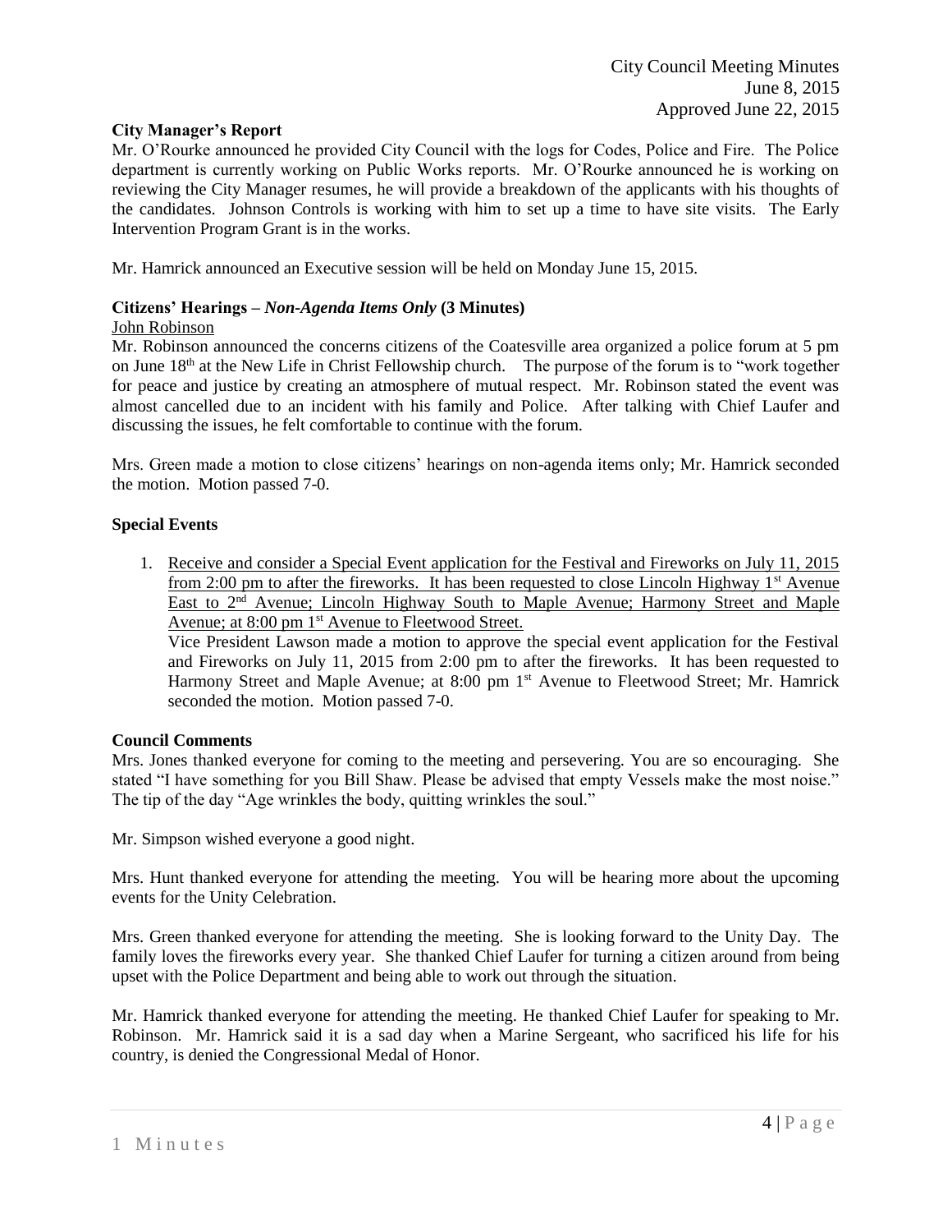**City Manager's Report**

Mr. O'Rourke announced he provided City Council with the logs for Codes, Police and Fire. The Police department is currently working on Public Works reports. Mr. O'Rourke announced he is working on reviewing the City Manager resumes, he will provide a breakdown of the applicants with his thoughts of the candidates. Johnson Controls is working with him to set up a time to have site visits. The Early Intervention Program Grant is in the works.

Mr. Hamrick announced an Executive session will be held on Monday June 15, 2015.

**Citizens' Hearings – *Non-Agenda Items Only* (3 Minutes)**

John Robinson

Mr. Robinson announced the concerns citizens of the Coatesville area organized a police forum at 5 pm on June 18th at the New Life in Christ Fellowship church. The purpose of the forum is to "work together for peace and justice by creating an atmosphere of mutual respect. Mr. Robinson stated the event was almost cancelled due to an incident with his family and Police. After talking with Chief Laufer and discussing the issues, he felt comfortable to continue with the forum.

Mrs. Green made a motion to close citizens' hearings on non-agenda items only; Mr. Hamrick seconded the motion. Motion passed 7-0.

**Special Events**

1. Receive and consider a Special Event application for the Festival and Fireworks on July 11, 2015 from 2:00 pm to after the fireworks. It has been requested to close Lincoln Highway 1st Avenue East to 2nd Avenue; Lincoln Highway South to Maple Avenue; Harmony Street and Maple Avenue; at 8:00 pm 1st Avenue to Fleetwood Street.
   Vice President Lawson made a motion to approve the special event application for the Festival and Fireworks on July 11, 2015 from 2:00 pm to after the fireworks. It has been requested to Harmony Street and Maple Avenue; at 8:00 pm 1st Avenue to Fleetwood Street; Mr. Hamrick seconded the motion. Motion passed 7-0.

**Council Comments**

Mrs. Jones thanked everyone for coming to the meeting and persevering. You are so encouraging. She stated "I have something for you Bill Shaw. Please be advised that empty Vessels make the most noise." The tip of the day "Age wrinkles the body, quitting wrinkles the soul."

Mr. Simpson wished everyone a good night.

Mrs. Hunt thanked everyone for attending the meeting. You will be hearing more about the upcoming events for the Unity Celebration.

Mrs. Green thanked everyone for attending the meeting. She is looking forward to the Unity Day. The family loves the fireworks every year. She thanked Chief Laufer for turning a citizen around from being upset with the Police Department and being able to work out through the situation.

Mr. Hamrick thanked everyone for attending the meeting. He thanked Chief Laufer for speaking to Mr. Robinson. Mr. Hamrick said it is a sad day when a Marine Sergeant, who sacrificed his life for his country, is denied the Congressional Medal of Honor.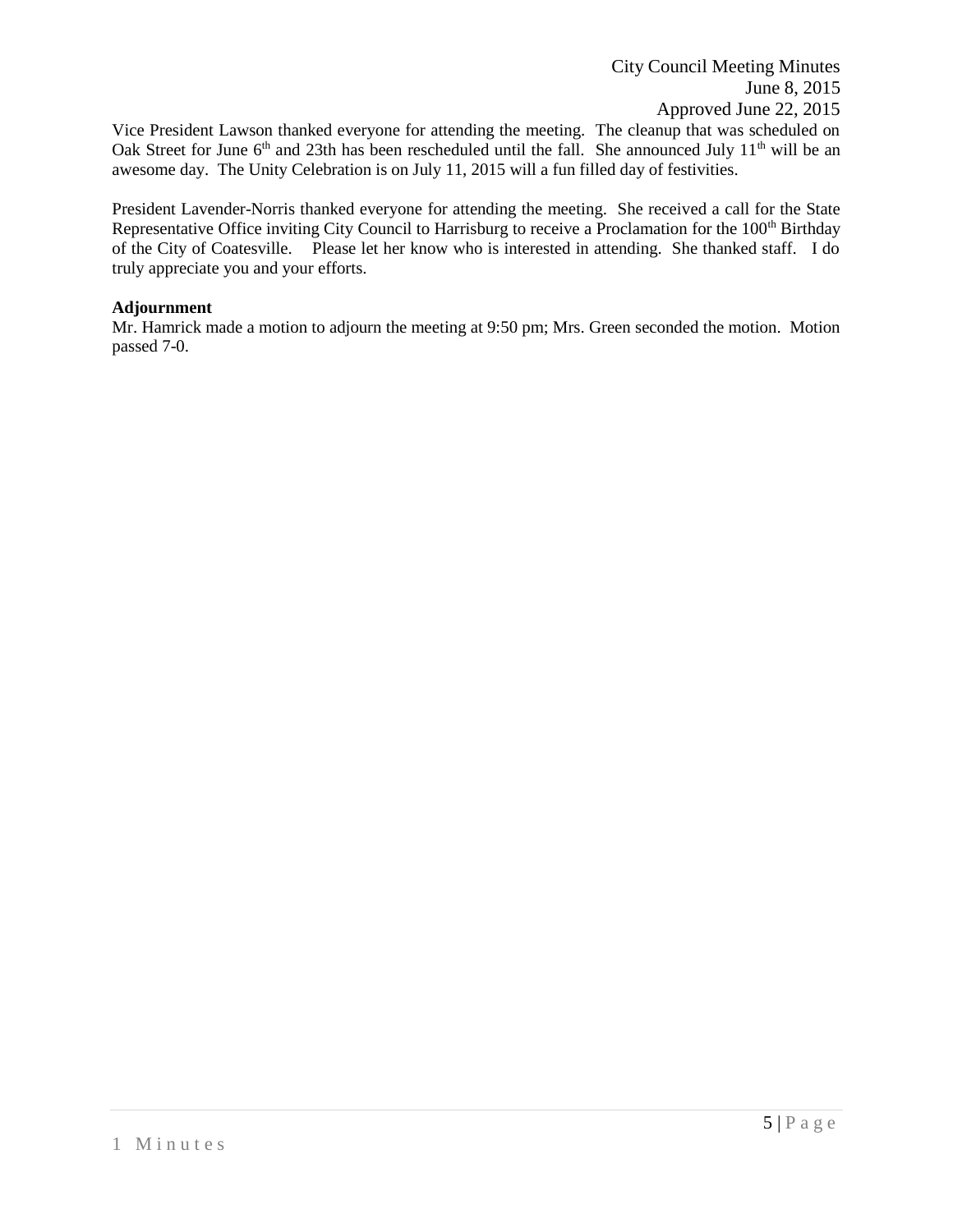Vice President Lawson thanked everyone for attending the meeting. The cleanup that was scheduled on Oak Street for June 6th and 23th has been rescheduled until the fall. She announced July 11th will be an awesome day. The Unity Celebration is on July 11, 2015 will a fun filled day of festivities.

President Lavender-Norris thanked everyone for attending the meeting. She received a call for the State Representative Office inviting City Council to Harrisburg to receive a Proclamation for the 100th Birthday of the City of Coatesville. Please let her know who is interested in attending. She thanked staff. I do truly appreciate you and your efforts.

**Adjournment**

Mr. Hamrick made a motion to adjourn the meeting at 9:50 pm; Mrs. Green seconded the motion. Motion passed 7-0.